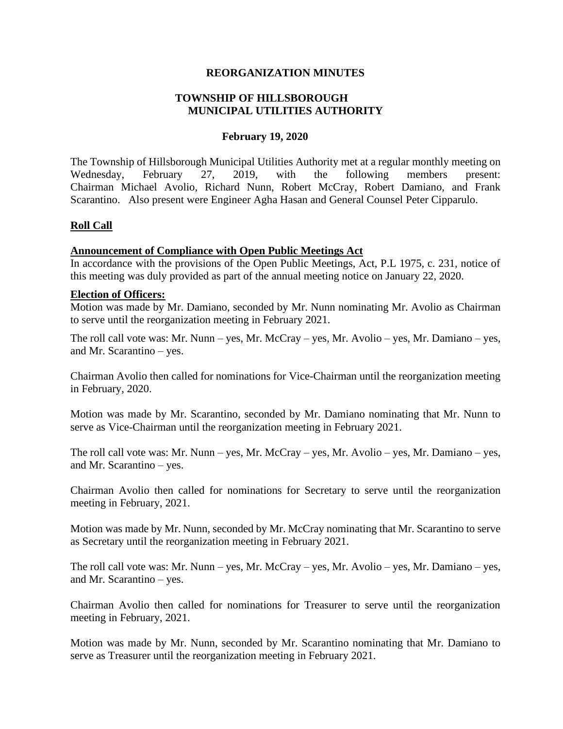**REORGANIZATION MINUTES**

**TOWNSHIP OF HILLSBOROUGH MUNICIPAL UTILITIES AUTHORITY**

**February 19, 2020**

The Township of Hillsborough Municipal Utilities Authority met at a regular monthly meeting on Wednesday, February 27, 2019, with the following members present: Chairman Michael Avolio, Richard Nunn, Robert McCray, Robert Damiano, and Frank Scarantino. Also present were Engineer Agha Hasan and General Counsel Peter Cipparulo.

**Roll Call**

**Announcement of Compliance with Open Public Meetings Act**

In accordance with the provisions of the Open Public Meetings, Act, P.L 1975, c. 231, notice of this meeting was duly provided as part of the annual meeting notice on January 22, 2020.

**Election of Officers:**

Motion was made by Mr. Damiano, seconded by Mr. Nunn nominating Mr. Avolio as Chairman to serve until the reorganization meeting in February 2021.

The roll call vote was: Mr. Nunn – yes, Mr. McCray – yes, Mr. Avolio – yes, Mr. Damiano – yes, and Mr. Scarantino – yes.

Chairman Avolio then called for nominations for Vice-Chairman until the reorganization meeting in February, 2020.

Motion was made by Mr. Scarantino, seconded by Mr. Damiano nominating that Mr. Nunn to serve as Vice-Chairman until the reorganization meeting in February 2021.

The roll call vote was: Mr. Nunn – yes, Mr. McCray – yes, Mr. Avolio – yes, Mr. Damiano – yes, and Mr. Scarantino – yes.

Chairman Avolio then called for nominations for Secretary to serve until the reorganization meeting in February, 2021.

Motion was made by Mr. Nunn, seconded by Mr. McCray nominating that Mr. Scarantino to serve as Secretary until the reorganization meeting in February 2021.

The roll call vote was: Mr. Nunn – yes, Mr. McCray – yes, Mr. Avolio – yes, Mr. Damiano – yes, and Mr. Scarantino – yes.

Chairman Avolio then called for nominations for Treasurer to serve until the reorganization meeting in February, 2021.

Motion was made by Mr. Nunn, seconded by Mr. Scarantino nominating that Mr. Damiano to serve as Treasurer until the reorganization meeting in February 2021.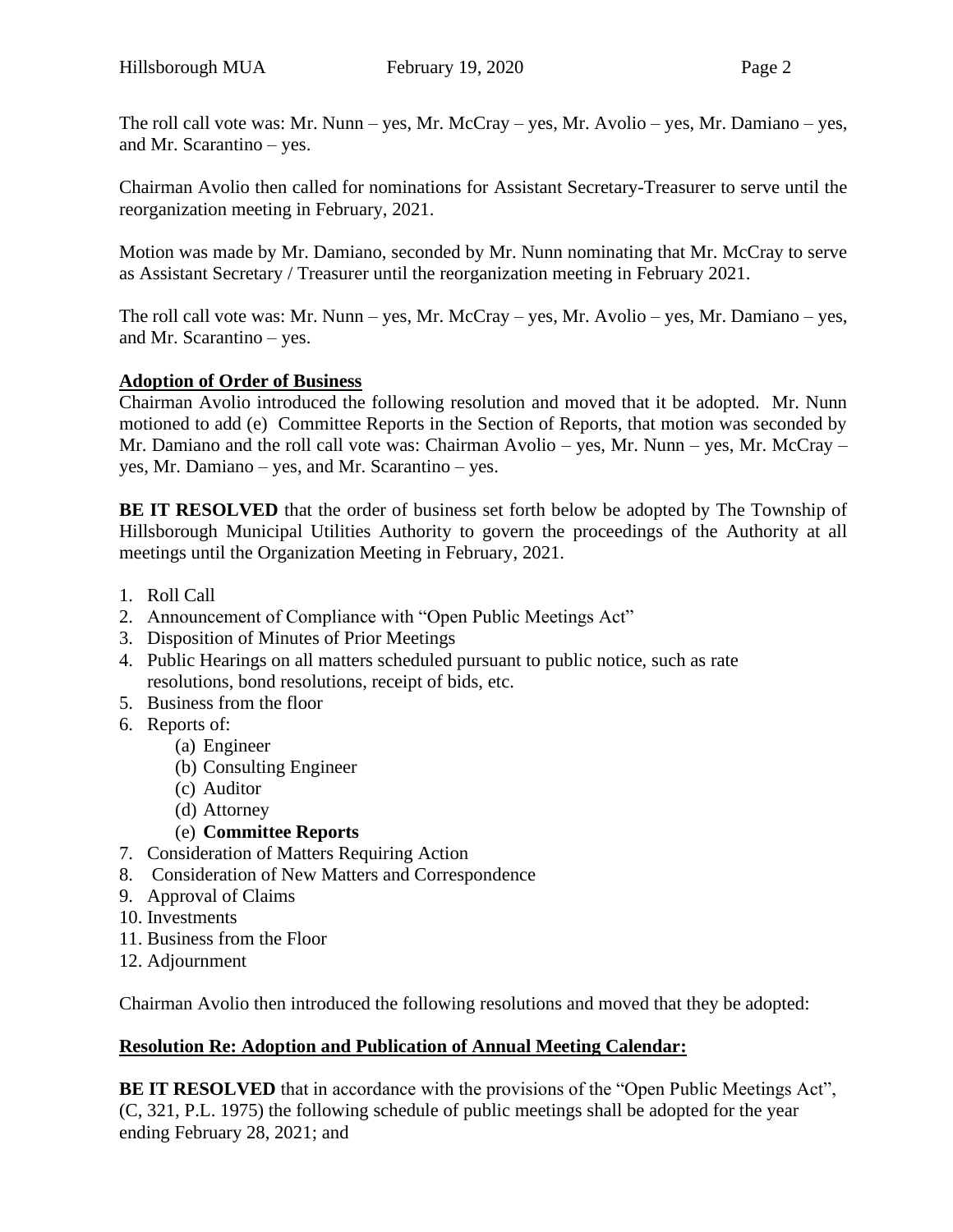The roll call vote was: Mr. Nunn – yes, Mr. McCray – yes, Mr. Avolio – yes, Mr. Damiano – yes, and Mr. Scarantino – yes.

Chairman Avolio then called for nominations for Assistant Secretary-Treasurer to serve until the reorganization meeting in February, 2021.

Motion was made by Mr. Damiano, seconded by Mr. Nunn nominating that Mr. McCray to serve as Assistant Secretary / Treasurer until the reorganization meeting in February 2021.

The roll call vote was: Mr. Nunn – yes, Mr. McCray – yes, Mr. Avolio – yes, Mr. Damiano – yes, and Mr. Scarantino – yes.

**Adoption of Order of Business**

Chairman Avolio introduced the following resolution and moved that it be adopted. Mr. Nunn motioned to add (e) Committee Reports in the Section of Reports, that motion was seconded by Mr. Damiano and the roll call vote was: Chairman Avolio – yes, Mr. Nunn – yes, Mr. McCray – yes, Mr. Damiano – yes, and Mr. Scarantino – yes.

**BE IT RESOLVED** that the order of business set forth below be adopted by The Township of Hillsborough Municipal Utilities Authority to govern the proceedings of the Authority at all meetings until the Organization Meeting in February, 2021.

1. Roll Call
2. Announcement of Compliance with "Open Public Meetings Act"
3. Disposition of Minutes of Prior Meetings
4. Public Hearings on all matters scheduled pursuant to public notice, such as rate resolutions, bond resolutions, receipt of bids, etc.
5. Business from the floor
6. Reports of:
   - (a) Engineer
   - (b) Consulting Engineer
   - (c) Auditor
   - (d) Attorney
   - (e) **Committee Reports**
7. Consideration of Matters Requiring Action
8. Consideration of New Matters and Correspondence
9. Approval of Claims
10. Investments
11. Business from the Floor
12. Adjournment

Chairman Avolio then introduced the following resolutions and moved that they be adopted:

**Resolution Re: Adoption and Publication of Annual Meeting Calendar:**

**BE IT RESOLVED** that in accordance with the provisions of the "Open Public Meetings Act", (C, 321, P.L. 1975) the following schedule of public meetings shall be adopted for the year ending February 28, 2021; and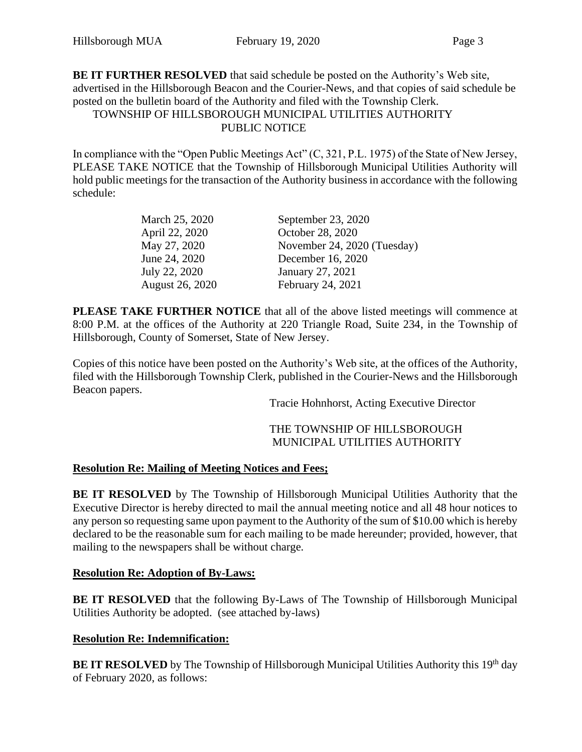**BE IT FURTHER RESOLVED** that said schedule be posted on the Authority's Web site, advertised in the Hillsborough Beacon and the Courier-News, and that copies of said schedule be posted on the bulletin board of the Authority and filed with the Township Clerk.

TOWNSHIP OF HILLSBOROUGH MUNICIPAL UTILITIES AUTHORITY
PUBLIC NOTICE

In compliance with the "Open Public Meetings Act" (C, 321, P.L. 1975) of the State of New Jersey, PLEASE TAKE NOTICE that the Township of Hillsborough Municipal Utilities Authority will hold public meetings for the transaction of the Authority business in accordance with the following schedule:

| | |
|---|---|
| March 25, 2020 | September 23, 2020 |
| April 22, 2020 | October 28, 2020 |
| May 27, 2020 | November 24, 2020 (Tuesday) |
| June 24, 2020 | December 16, 2020 |
| July 22, 2020 | January 27, 2021 |
| August 26, 2020 | February 24, 2021 |

**PLEASE TAKE FURTHER NOTICE** that all of the above listed meetings will commence at 8:00 P.M. at the offices of the Authority at 220 Triangle Road, Suite 234, in the Township of Hillsborough, County of Somerset, State of New Jersey.

Copies of this notice have been posted on the Authority's Web site, at the offices of the Authority, filed with the Hillsborough Township Clerk, published in the Courier-News and the Hillsborough Beacon papers.

Tracie Hohnhorst, Acting Executive Director

THE TOWNSHIP OF HILLSBOROUGH
MUNICIPAL UTILITIES AUTHORITY

**Resolution Re: Mailing of Meeting Notices and Fees;**

**BE IT RESOLVED** by The Township of Hillsborough Municipal Utilities Authority that the Executive Director is hereby directed to mail the annual meeting notice and all 48 hour notices to any person so requesting same upon payment to the Authority of the sum of $10.00 which is hereby declared to be the reasonable sum for each mailing to be made hereunder; provided, however, that mailing to the newspapers shall be without charge.

**Resolution Re: Adoption of By-Laws:**

**BE IT RESOLVED** that the following By-Laws of The Township of Hillsborough Municipal Utilities Authority be adopted. (see attached by-laws)

**Resolution Re: Indemnification:**

**BE IT RESOLVED** by The Township of Hillsborough Municipal Utilities Authority this 19th day of February 2020, as follows: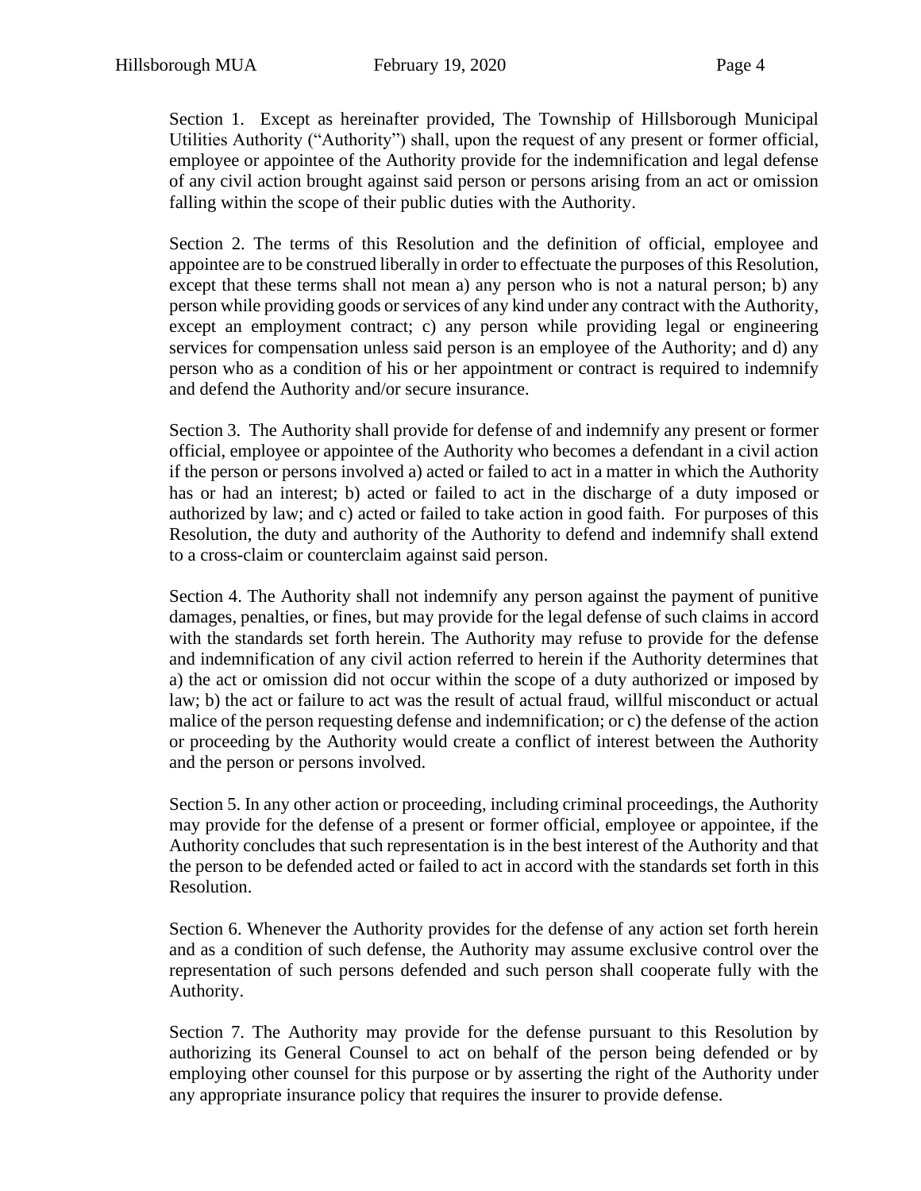Section 1. Except as hereinafter provided, The Township of Hillsborough Municipal Utilities Authority ("Authority") shall, upon the request of any present or former official, employee or appointee of the Authority provide for the indemnification and legal defense of any civil action brought against said person or persons arising from an act or omission falling within the scope of their public duties with the Authority.

Section 2. The terms of this Resolution and the definition of official, employee and appointee are to be construed liberally in order to effectuate the purposes of this Resolution, except that these terms shall not mean a) any person who is not a natural person; b) any person while providing goods or services of any kind under any contract with the Authority, except an employment contract; c) any person while providing legal or engineering services for compensation unless said person is an employee of the Authority; and d) any person who as a condition of his or her appointment or contract is required to indemnify and defend the Authority and/or secure insurance.

Section 3. The Authority shall provide for defense of and indemnify any present or former official, employee or appointee of the Authority who becomes a defendant in a civil action if the person or persons involved a) acted or failed to act in a matter in which the Authority has or had an interest; b) acted or failed to act in the discharge of a duty imposed or authorized by law; and c) acted or failed to take action in good faith. For purposes of this Resolution, the duty and authority of the Authority to defend and indemnify shall extend to a cross-claim or counterclaim against said person.

Section 4. The Authority shall not indemnify any person against the payment of punitive damages, penalties, or fines, but may provide for the legal defense of such claims in accord with the standards set forth herein. The Authority may refuse to provide for the defense and indemnification of any civil action referred to herein if the Authority determines that a) the act or omission did not occur within the scope of a duty authorized or imposed by law; b) the act or failure to act was the result of actual fraud, willful misconduct or actual malice of the person requesting defense and indemnification; or c) the defense of the action or proceeding by the Authority would create a conflict of interest between the Authority and the person or persons involved.

Section 5. In any other action or proceeding, including criminal proceedings, the Authority may provide for the defense of a present or former official, employee or appointee, if the Authority concludes that such representation is in the best interest of the Authority and that the person to be defended acted or failed to act in accord with the standards set forth in this Resolution.

Section 6. Whenever the Authority provides for the defense of any action set forth herein and as a condition of such defense, the Authority may assume exclusive control over the representation of such persons defended and such person shall cooperate fully with the Authority.

Section 7. The Authority may provide for the defense pursuant to this Resolution by authorizing its General Counsel to act on behalf of the person being defended or by employing other counsel for this purpose or by asserting the right of the Authority under any appropriate insurance policy that requires the insurer to provide defense.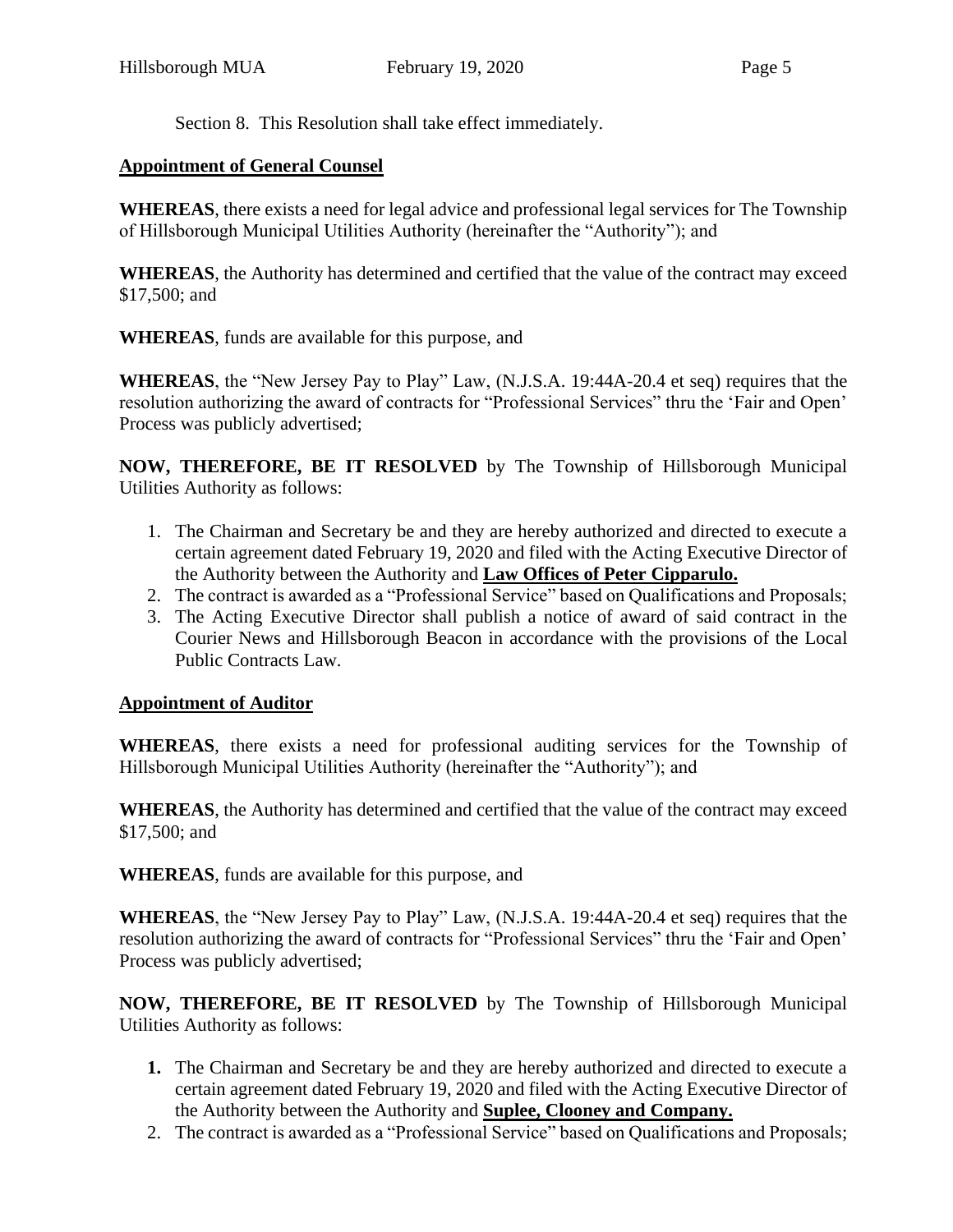Section 8. This Resolution shall take effect immediately.

**Appointment of General Counsel**

**WHEREAS**, there exists a need for legal advice and professional legal services for The Township of Hillsborough Municipal Utilities Authority (hereinafter the "Authority"); and

**WHEREAS**, the Authority has determined and certified that the value of the contract may exceed $17,500; and

**WHEREAS**, funds are available for this purpose, and

**WHEREAS**, the "New Jersey Pay to Play" Law, (N.J.S.A. 19:44A-20.4 et seq) requires that the resolution authorizing the award of contracts for "Professional Services" thru the 'Fair and Open' Process was publicly advertised;

**NOW, THEREFORE, BE IT RESOLVED** by The Township of Hillsborough Municipal Utilities Authority as follows:

1. The Chairman and Secretary be and they are hereby authorized and directed to execute a certain agreement dated February 19, 2020 and filed with the Acting Executive Director of the Authority between the Authority and **Law Offices of Peter Cipparulo.**
2. The contract is awarded as a "Professional Service" based on Qualifications and Proposals;
3. The Acting Executive Director shall publish a notice of award of said contract in the Courier News and Hillsborough Beacon in accordance with the provisions of the Local Public Contracts Law.

**Appointment of Auditor**

**WHEREAS**, there exists a need for professional auditing services for the Township of Hillsborough Municipal Utilities Authority (hereinafter the "Authority"); and

**WHEREAS**, the Authority has determined and certified that the value of the contract may exceed $17,500; and

**WHEREAS**, funds are available for this purpose, and

**WHEREAS**, the "New Jersey Pay to Play" Law, (N.J.S.A. 19:44A-20.4 et seq) requires that the resolution authorizing the award of contracts for "Professional Services" thru the 'Fair and Open' Process was publicly advertised;

**NOW, THEREFORE, BE IT RESOLVED** by The Township of Hillsborough Municipal Utilities Authority as follows:

1. The Chairman and Secretary be and they are hereby authorized and directed to execute a certain agreement dated February 19, 2020 and filed with the Acting Executive Director of the Authority between the Authority and **Suplee, Clooney and Company.**
2. The contract is awarded as a "Professional Service" based on Qualifications and Proposals;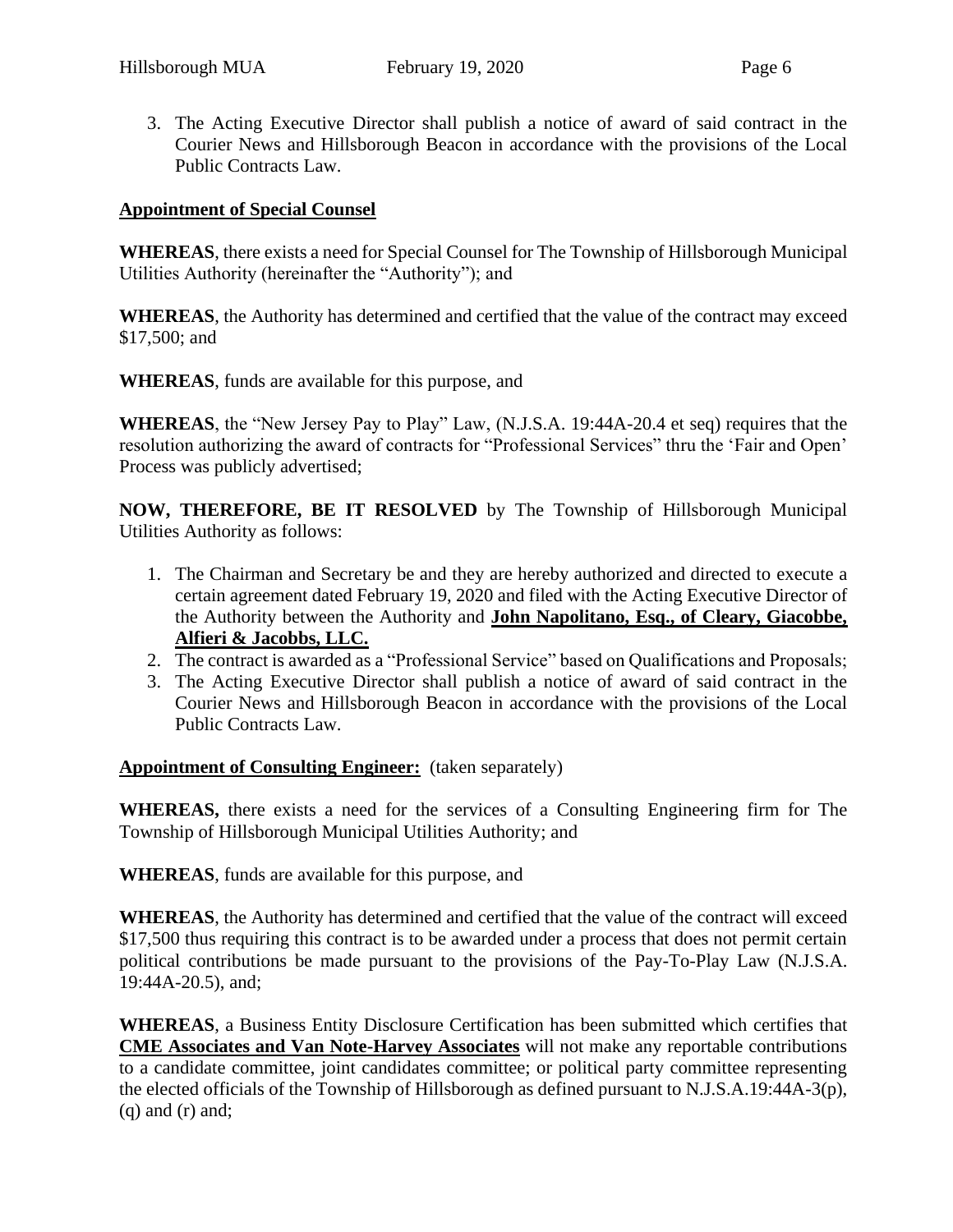3. The Acting Executive Director shall publish a notice of award of said contract in the Courier News and Hillsborough Beacon in accordance with the provisions of the Local Public Contracts Law.

**Appointment of Special Counsel**

**WHEREAS**, there exists a need for Special Counsel for The Township of Hillsborough Municipal Utilities Authority (hereinafter the "Authority"); and

**WHEREAS**, the Authority has determined and certified that the value of the contract may exceed $17,500; and

**WHEREAS**, funds are available for this purpose, and

**WHEREAS**, the "New Jersey Pay to Play" Law, (N.J.S.A. 19:44A-20.4 et seq) requires that the resolution authorizing the award of contracts for "Professional Services" thru the 'Fair and Open' Process was publicly advertised;

**NOW, THEREFORE, BE IT RESOLVED** by The Township of Hillsborough Municipal Utilities Authority as follows:

1. The Chairman and Secretary be and they are hereby authorized and directed to execute a certain agreement dated February 19, 2020 and filed with the Acting Executive Director of the Authority between the Authority and **John Napolitano, Esq., of Cleary, Giacobbe, Alfieri & Jacobbs, LLC.**
2. The contract is awarded as a "Professional Service" based on Qualifications and Proposals;
3. The Acting Executive Director shall publish a notice of award of said contract in the Courier News and Hillsborough Beacon in accordance with the provisions of the Local Public Contracts Law.

**Appointment of Consulting Engineer:** (taken separately)

**WHEREAS,** there exists a need for the services of a Consulting Engineering firm for The Township of Hillsborough Municipal Utilities Authority; and

**WHEREAS**, funds are available for this purpose, and

**WHEREAS**, the Authority has determined and certified that the value of the contract will exceed $17,500 thus requiring this contract is to be awarded under a process that does not permit certain political contributions be made pursuant to the provisions of the Pay-To-Play Law (N.J.S.A. 19:44A-20.5), and;

**WHEREAS**, a Business Entity Disclosure Certification has been submitted which certifies that **CME Associates and Van Note-Harvey Associates** will not make any reportable contributions to a candidate committee, joint candidates committee; or political party committee representing the elected officials of the Township of Hillsborough as defined pursuant to N.J.S.A.19:44A-3(p), (q) and (r) and;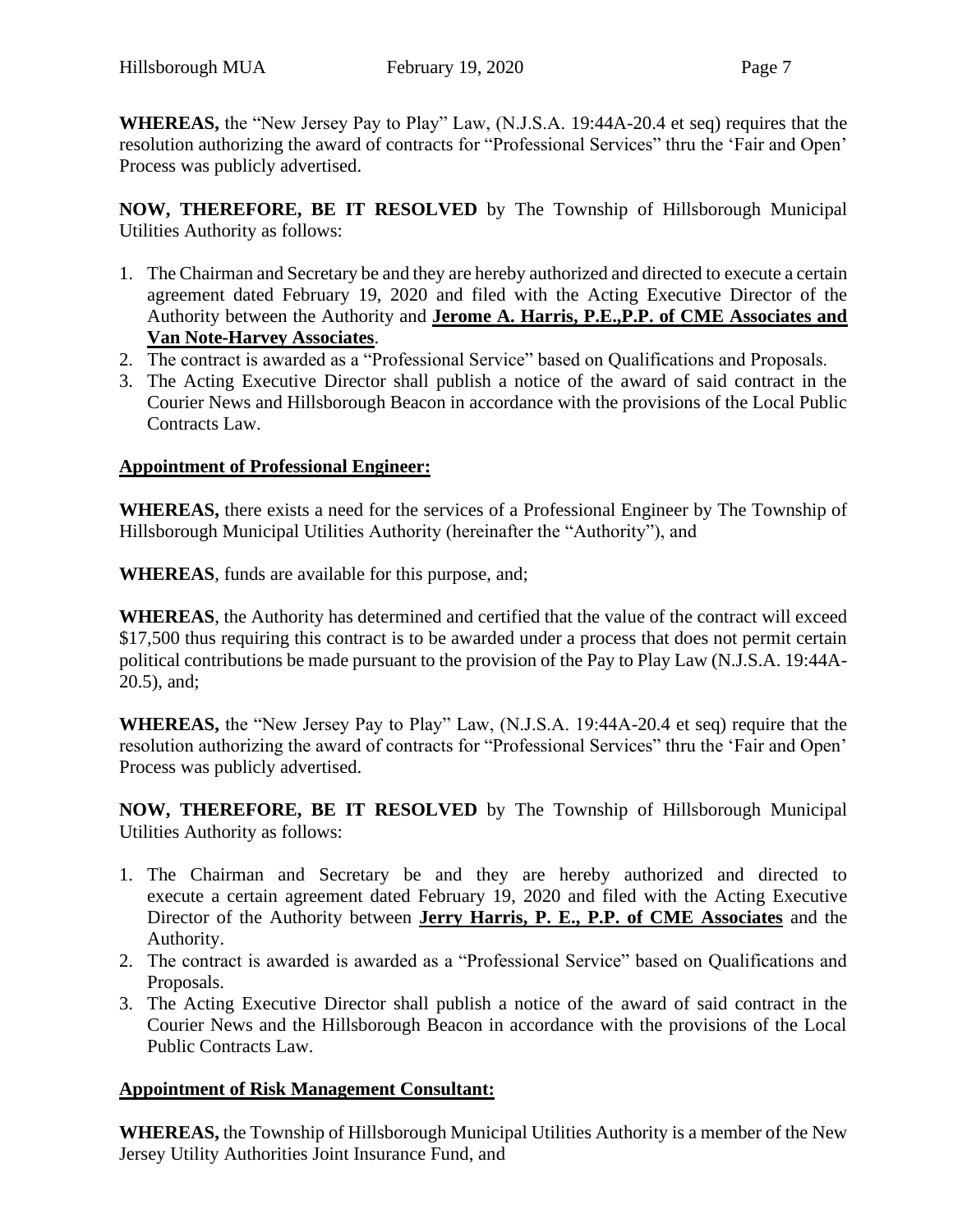**WHEREAS,** the "New Jersey Pay to Play" Law, (N.J.S.A. 19:44A-20.4 et seq) requires that the resolution authorizing the award of contracts for "Professional Services" thru the 'Fair and Open' Process was publicly advertised.

**NOW, THEREFORE, BE IT RESOLVED** by The Township of Hillsborough Municipal Utilities Authority as follows:

1. The Chairman and Secretary be and they are hereby authorized and directed to execute a certain agreement dated February 19, 2020 and filed with the Acting Executive Director of the Authority between the Authority and **Jerome A. Harris, P.E.,P.P. of CME Associates and Van Note-Harvey Associates**.
2. The contract is awarded as a "Professional Service" based on Qualifications and Proposals.
3. The Acting Executive Director shall publish a notice of the award of said contract in the Courier News and Hillsborough Beacon in accordance with the provisions of the Local Public Contracts Law.

**Appointment of Professional Engineer:**

**WHEREAS,** there exists a need for the services of a Professional Engineer by The Township of Hillsborough Municipal Utilities Authority (hereinafter the "Authority"), and

**WHEREAS**, funds are available for this purpose, and;

**WHEREAS**, the Authority has determined and certified that the value of the contract will exceed $17,500 thus requiring this contract is to be awarded under a process that does not permit certain political contributions be made pursuant to the provision of the Pay to Play Law (N.J.S.A. 19:44A-20.5), and;

**WHEREAS,** the "New Jersey Pay to Play" Law, (N.J.S.A. 19:44A-20.4 et seq) require that the resolution authorizing the award of contracts for "Professional Services" thru the 'Fair and Open' Process was publicly advertised.

**NOW, THEREFORE, BE IT RESOLVED** by The Township of Hillsborough Municipal Utilities Authority as follows:

1. The Chairman and Secretary be and they are hereby authorized and directed to execute a certain agreement dated February 19, 2020 and filed with the Acting Executive Director of the Authority between **Jerry Harris, P. E., P.P. of CME Associates** and the Authority.
2. The contract is awarded is awarded as a "Professional Service" based on Qualifications and Proposals.
3. The Acting Executive Director shall publish a notice of the award of said contract in the Courier News and the Hillsborough Beacon in accordance with the provisions of the Local Public Contracts Law.

**Appointment of Risk Management Consultant:**

**WHEREAS,** the Township of Hillsborough Municipal Utilities Authority is a member of the New Jersey Utility Authorities Joint Insurance Fund, and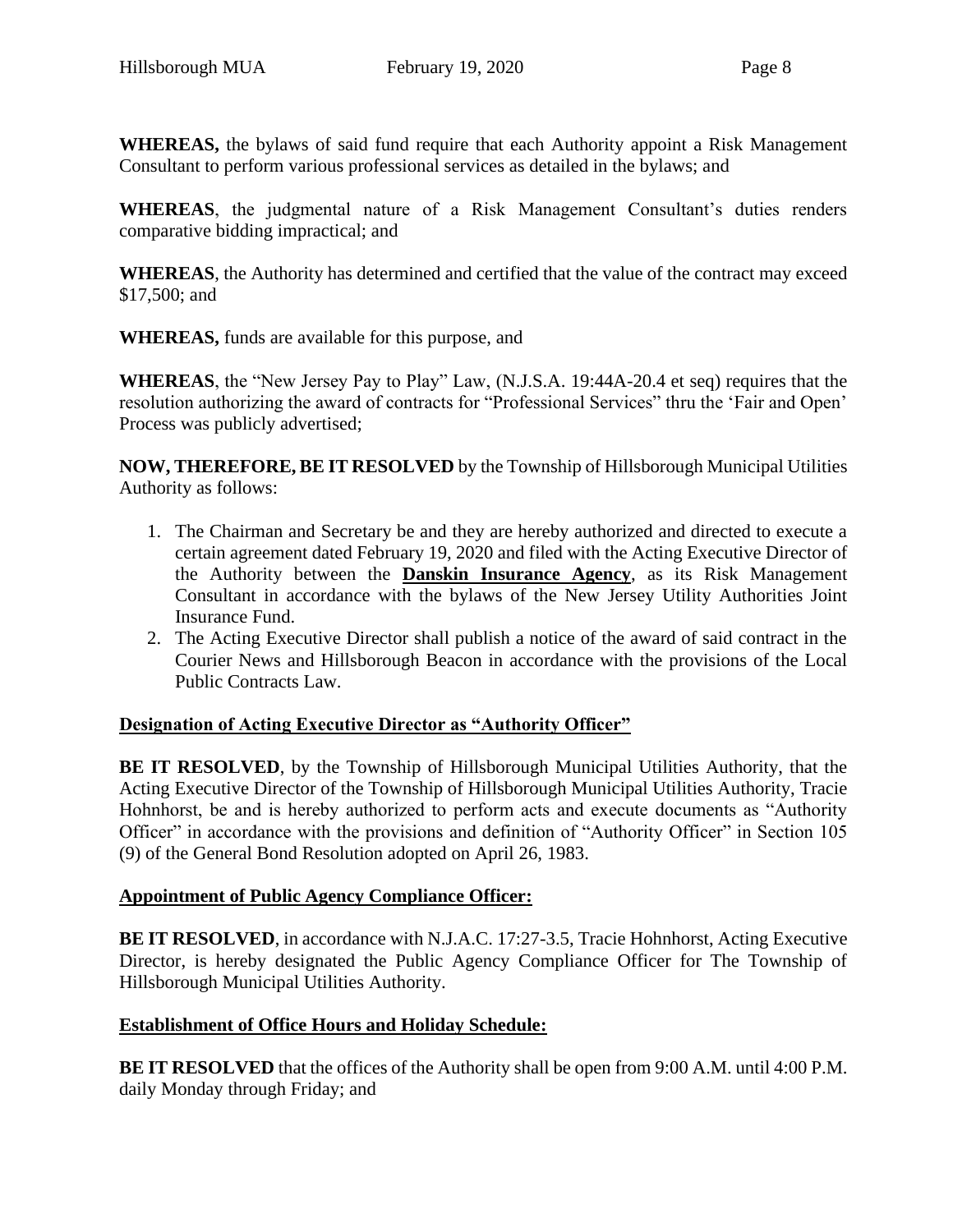**WHEREAS,** the bylaws of said fund require that each Authority appoint a Risk Management Consultant to perform various professional services as detailed in the bylaws; and

**WHEREAS**, the judgmental nature of a Risk Management Consultant's duties renders comparative bidding impractical; and

**WHEREAS**, the Authority has determined and certified that the value of the contract may exceed $17,500; and

**WHEREAS,** funds are available for this purpose, and

**WHEREAS**, the "New Jersey Pay to Play" Law, (N.J.S.A. 19:44A-20.4 et seq) requires that the resolution authorizing the award of contracts for "Professional Services" thru the 'Fair and Open' Process was publicly advertised;

**NOW, THEREFORE, BE IT RESOLVED** by the Township of Hillsborough Municipal Utilities Authority as follows:

1. The Chairman and Secretary be and they are hereby authorized and directed to execute a certain agreement dated February 19, 2020 and filed with the Acting Executive Director of the Authority between the **Danskin Insurance Agency**, as its Risk Management Consultant in accordance with the bylaws of the New Jersey Utility Authorities Joint Insurance Fund.
2. The Acting Executive Director shall publish a notice of the award of said contract in the Courier News and Hillsborough Beacon in accordance with the provisions of the Local Public Contracts Law.

**Designation of Acting Executive Director as "Authority Officer"**

**BE IT RESOLVED**, by the Township of Hillsborough Municipal Utilities Authority, that the Acting Executive Director of the Township of Hillsborough Municipal Utilities Authority, Tracie Hohnhorst, be and is hereby authorized to perform acts and execute documents as "Authority Officer" in accordance with the provisions and definition of "Authority Officer" in Section 105 (9) of the General Bond Resolution adopted on April 26, 1983.

**Appointment of Public Agency Compliance Officer:**

**BE IT RESOLVED**, in accordance with N.J.A.C. 17:27-3.5, Tracie Hohnhorst, Acting Executive Director, is hereby designated the Public Agency Compliance Officer for The Township of Hillsborough Municipal Utilities Authority.

**Establishment of Office Hours and Holiday Schedule:**

**BE IT RESOLVED** that the offices of the Authority shall be open from 9:00 A.M. until 4:00 P.M. daily Monday through Friday; and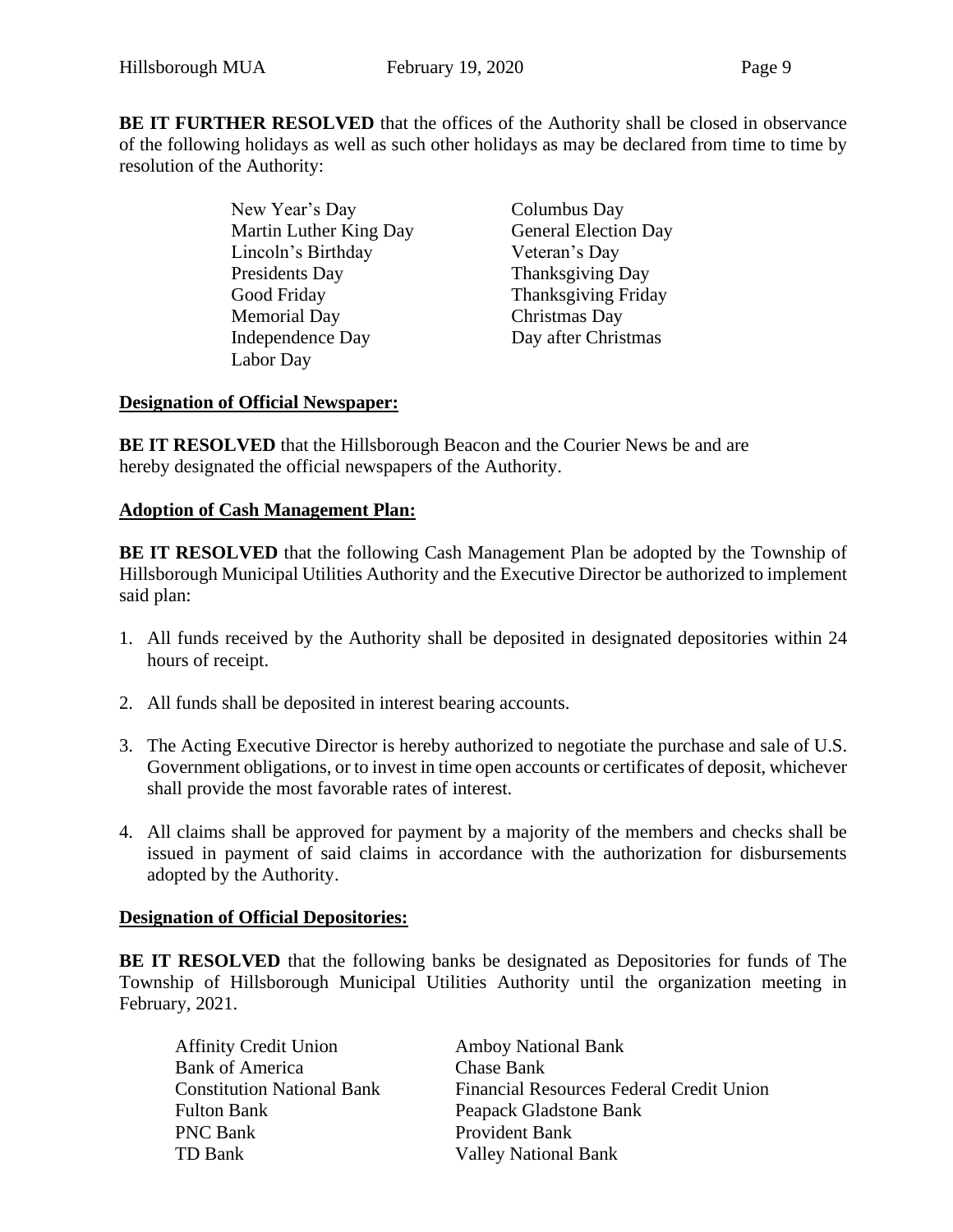**BE IT FURTHER RESOLVED** that the offices of the Authority shall be closed in observance of the following holidays as well as such other holidays as may be declared from time to time by resolution of the Authority:

| | |
|---|---|
| New Year's Day | Columbus Day |
| Martin Luther King Day | General Election Day |
| Lincoln's Birthday | Veteran's Day |
| Presidents Day | Thanksgiving Day |
| Good Friday | Thanksgiving Friday |
| Memorial Day | Christmas Day |
| Independence Day | Day after Christmas |
| Labor Day | |

**Designation of Official Newspaper:**

**BE IT RESOLVED** that the Hillsborough Beacon and the Courier News be and are hereby designated the official newspapers of the Authority.

**Adoption of Cash Management Plan:**

**BE IT RESOLVED** that the following Cash Management Plan be adopted by the Township of Hillsborough Municipal Utilities Authority and the Executive Director be authorized to implement said plan:

1. All funds received by the Authority shall be deposited in designated depositories within 24 hours of receipt.
2. All funds shall be deposited in interest bearing accounts.
3. The Acting Executive Director is hereby authorized to negotiate the purchase and sale of U.S. Government obligations, or to invest in time open accounts or certificates of deposit, whichever shall provide the most favorable rates of interest.
4. All claims shall be approved for payment by a majority of the members and checks shall be issued in payment of said claims in accordance with the authorization for disbursements adopted by the Authority.

**Designation of Official Depositories:**

**BE IT RESOLVED** that the following banks be designated as Depositories for funds of The Township of Hillsborough Municipal Utilities Authority until the organization meeting in February, 2021.

| | |
|---|---|
| Affinity Credit Union | Amboy National Bank |
| Bank of America | Chase Bank |
| Constitution National Bank | Financial Resources Federal Credit Union |
| Fulton Bank | Peapack Gladstone Bank |
| PNC Bank | Provident Bank |
| TD Bank | Valley National Bank |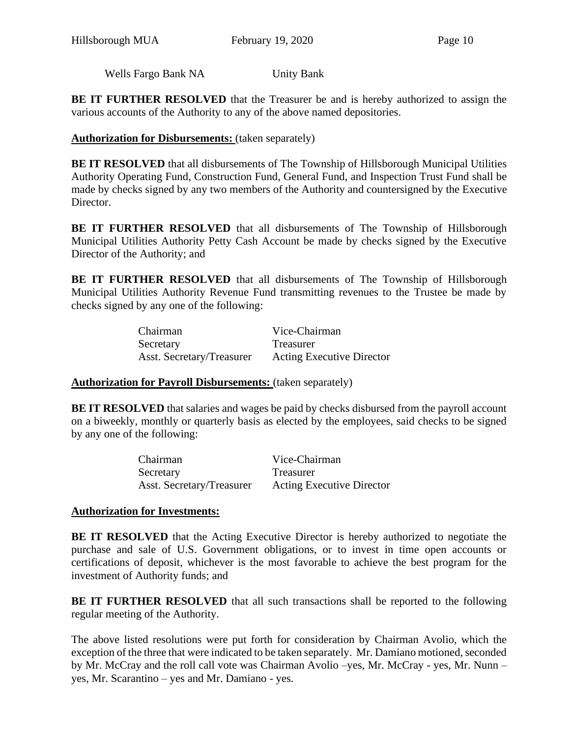Wells Fargo Bank NA    Unity Bank

**BE IT FURTHER RESOLVED** that the Treasurer be and is hereby authorized to assign the various accounts of the Authority to any of the above named depositories.

**<u>Authorization for Disbursements:</u>** (taken separately)

**BE IT RESOLVED** that all disbursements of The Township of Hillsborough Municipal Utilities Authority Operating Fund, Construction Fund, General Fund, and Inspection Trust Fund shall be made by checks signed by any two members of the Authority and countersigned by the Executive Director.

**BE IT FURTHER RESOLVED** that all disbursements of The Township of Hillsborough Municipal Utilities Authority Petty Cash Account be made by checks signed by the Executive Director of the Authority; and

**BE IT FURTHER RESOLVED** that all disbursements of The Township of Hillsborough Municipal Utilities Authority Revenue Fund transmitting revenues to the Trustee be made by checks signed by any one of the following:

| | |
|---|---|
| Chairman | Vice-Chairman |
| Secretary | Treasurer |
| Asst. Secretary/Treasurer | Acting Executive Director |

**<u>Authorization for Payroll Disbursements:</u>** (taken separately)

**BE IT RESOLVED** that salaries and wages be paid by checks disbursed from the payroll account on a biweekly, monthly or quarterly basis as elected by the employees, said checks to be signed by any one of the following:

| | |
|---|---|
| Chairman | Vice-Chairman |
| Secretary | Treasurer |
| Asst. Secretary/Treasurer | Acting Executive Director |

**<u>Authorization for Investments:</u>**

**BE IT RESOLVED** that the Acting Executive Director is hereby authorized to negotiate the purchase and sale of U.S. Government obligations, or to invest in time open accounts or certifications of deposit, whichever is the most favorable to achieve the best program for the investment of Authority funds; and

**BE IT FURTHER RESOLVED** that all such transactions shall be reported to the following regular meeting of the Authority.

The above listed resolutions were put forth for consideration by Chairman Avolio, which the exception of the three that were indicated to be taken separately. Mr. Damiano motioned, seconded by Mr. McCray and the roll call vote was Chairman Avolio –yes, Mr. McCray - yes, Mr. Nunn – yes, Mr. Scarantino – yes and Mr. Damiano - yes.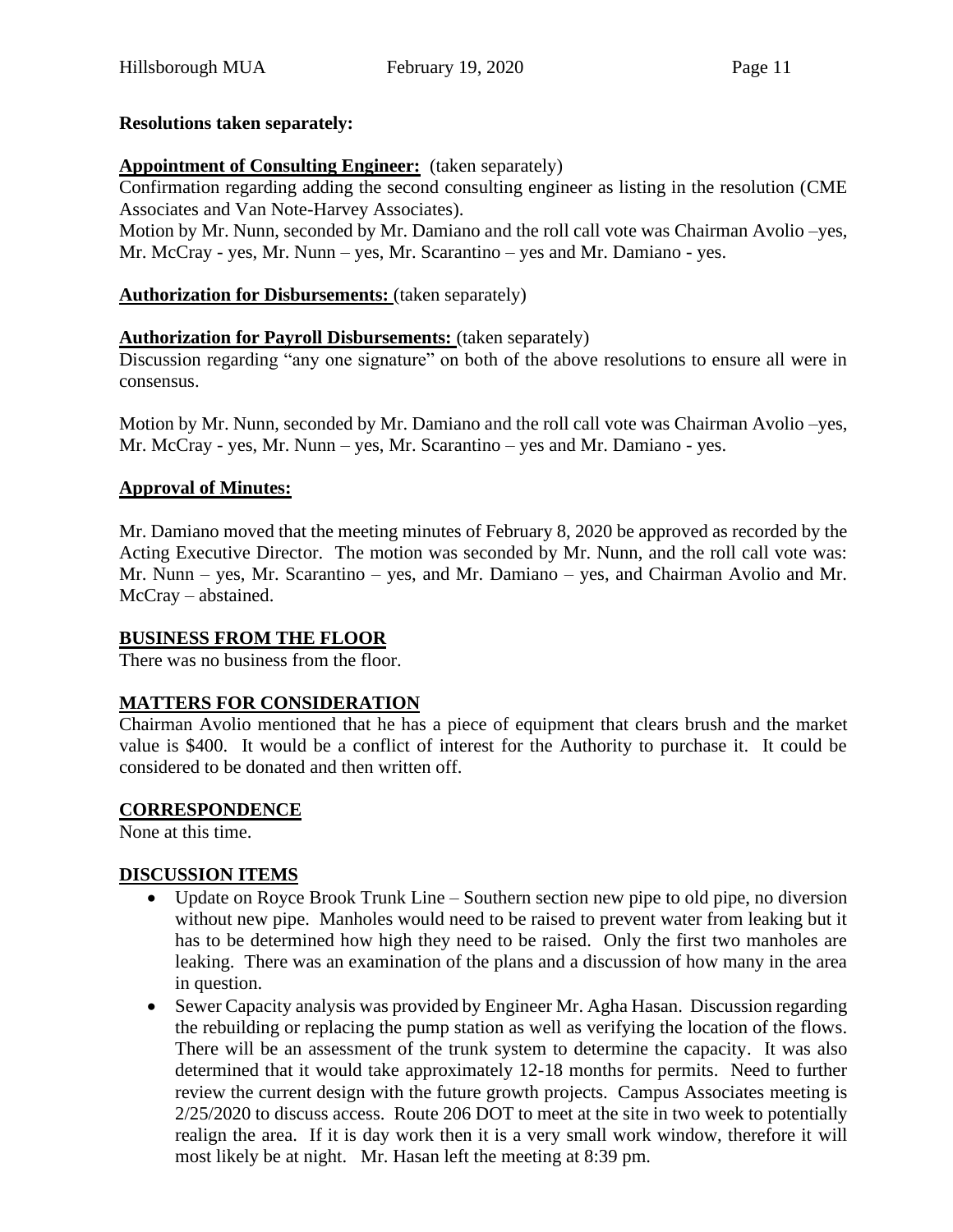**Resolutions taken separately:**

**Appointment of Consulting Engineer:** (taken separately)
Confirmation regarding adding the second consulting engineer as listing in the resolution (CME Associates and Van Note-Harvey Associates).
Motion by Mr. Nunn, seconded by Mr. Damiano and the roll call vote was Chairman Avolio –yes, Mr. McCray - yes, Mr. Nunn – yes, Mr. Scarantino – yes and Mr. Damiano - yes.

**Authorization for Disbursements:** (taken separately)

**Authorization for Payroll Disbursements:** (taken separately)
Discussion regarding "any one signature" on both of the above resolutions to ensure all were in consensus.

Motion by Mr. Nunn, seconded by Mr. Damiano and the roll call vote was Chairman Avolio –yes, Mr. McCray - yes, Mr. Nunn – yes, Mr. Scarantino – yes and Mr. Damiano - yes.

**Approval of Minutes:**

Mr. Damiano moved that the meeting minutes of February 8, 2020 be approved as recorded by the Acting Executive Director. The motion was seconded by Mr. Nunn, and the roll call vote was: Mr. Nunn – yes, Mr. Scarantino – yes, and Mr. Damiano – yes, and Chairman Avolio and Mr. McCray – abstained.

## BUSINESS FROM THE FLOOR

There was no business from the floor.

## MATTERS FOR CONSIDERATION

Chairman Avolio mentioned that he has a piece of equipment that clears brush and the market value is $400. It would be a conflict of interest for the Authority to purchase it. It could be considered to be donated and then written off.

## CORRESPONDENCE

None at this time.

## DISCUSSION ITEMS

- Update on Royce Brook Trunk Line – Southern section new pipe to old pipe, no diversion without new pipe. Manholes would need to be raised to prevent water from leaking but it has to be determined how high they need to be raised. Only the first two manholes are leaking. There was an examination of the plans and a discussion of how many in the area in question.
- Sewer Capacity analysis was provided by Engineer Mr. Agha Hasan. Discussion regarding the rebuilding or replacing the pump station as well as verifying the location of the flows. There will be an assessment of the trunk system to determine the capacity. It was also determined that it would take approximately 12-18 months for permits. Need to further review the current design with the future growth projects. Campus Associates meeting is 2/25/2020 to discuss access. Route 206 DOT to meet at the site in two week to potentially realign the area. If it is day work then it is a very small work window, therefore it will most likely be at night. Mr. Hasan left the meeting at 8:39 pm.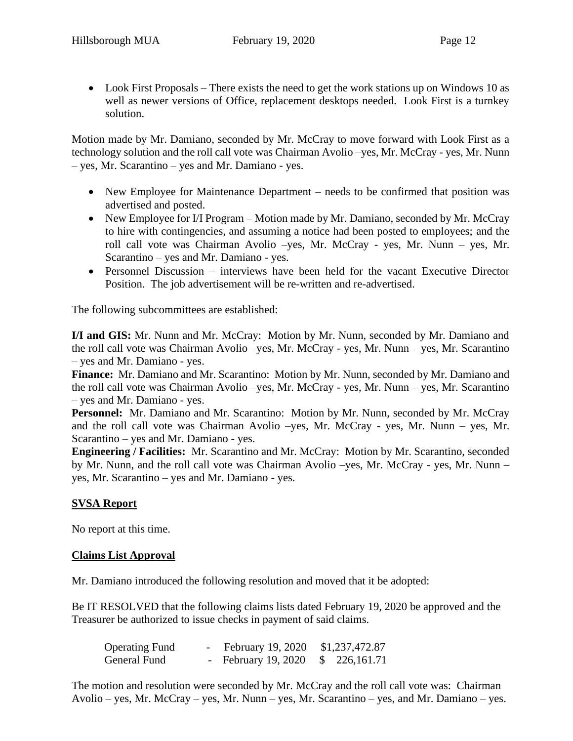- Look First Proposals – There exists the need to get the work stations up on Windows 10 as well as newer versions of Office, replacement desktops needed. Look First is a turnkey solution.

Motion made by Mr. Damiano, seconded by Mr. McCray to move forward with Look First as a technology solution and the roll call vote was Chairman Avolio –yes, Mr. McCray - yes, Mr. Nunn – yes, Mr. Scarantino – yes and Mr. Damiano - yes.

- New Employee for Maintenance Department – needs to be confirmed that position was advertised and posted.
- New Employee for I/I Program – Motion made by Mr. Damiano, seconded by Mr. McCray to hire with contingencies, and assuming a notice had been posted to employees; and the roll call vote was Chairman Avolio –yes, Mr. McCray - yes, Mr. Nunn – yes, Mr. Scarantino – yes and Mr. Damiano - yes.
- Personnel Discussion – interviews have been held for the vacant Executive Director Position. The job advertisement will be re-written and re-advertised.

The following subcommittees are established:

**I/I and GIS:** Mr. Nunn and Mr. McCray: Motion by Mr. Nunn, seconded by Mr. Damiano and the roll call vote was Chairman Avolio –yes, Mr. McCray - yes, Mr. Nunn – yes, Mr. Scarantino – yes and Mr. Damiano - yes.
**Finance:** Mr. Damiano and Mr. Scarantino: Motion by Mr. Nunn, seconded by Mr. Damiano and the roll call vote was Chairman Avolio –yes, Mr. McCray - yes, Mr. Nunn – yes, Mr. Scarantino – yes and Mr. Damiano - yes.
**Personnel:** Mr. Damiano and Mr. Scarantino: Motion by Mr. Nunn, seconded by Mr. McCray and the roll call vote was Chairman Avolio –yes, Mr. McCray - yes, Mr. Nunn – yes, Mr. Scarantino – yes and Mr. Damiano - yes.
**Engineering / Facilities:** Mr. Scarantino and Mr. McCray: Motion by Mr. Scarantino, seconded by Mr. Nunn, and the roll call vote was Chairman Avolio –yes, Mr. McCray - yes, Mr. Nunn – yes, Mr. Scarantino – yes and Mr. Damiano - yes.

**SVSA Report**

No report at this time.

**Claims List Approval**

Mr. Damiano introduced the following resolution and moved that it be adopted:

Be IT RESOLVED that the following claims lists dated February 19, 2020 be approved and the Treasurer be authorized to issue checks in payment of said claims.

| | | | |
|---|---|---|---|
| Operating Fund | - | February 19, 2020 | $1,237,472.87 |
| General Fund | - | February 19, 2020 | $ 226,161.71 |

The motion and resolution were seconded by Mr. McCray and the roll call vote was: Chairman Avolio – yes, Mr. McCray – yes, Mr. Nunn – yes, Mr. Scarantino – yes, and Mr. Damiano – yes.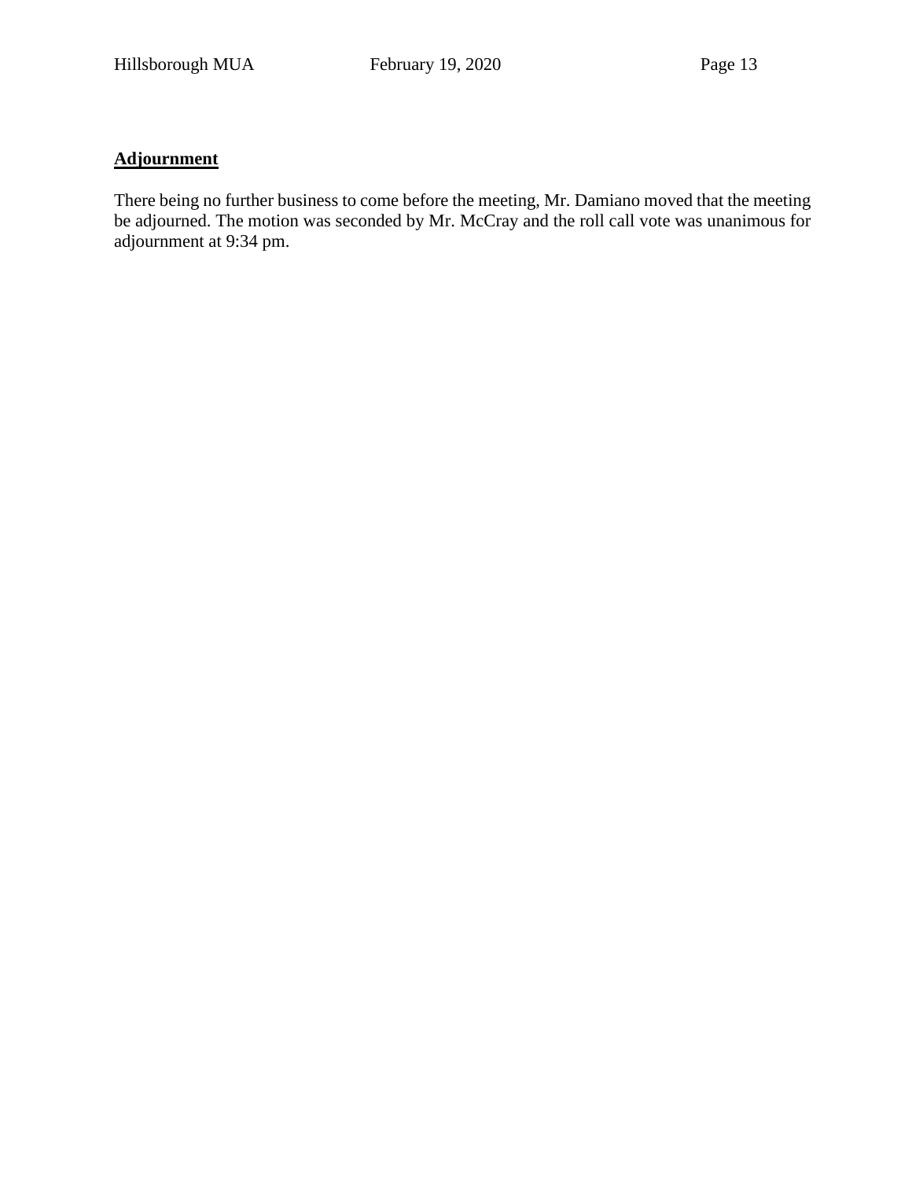**Adjournment**

There being no further business to come before the meeting, Mr. Damiano moved that the meeting be adjourned. The motion was seconded by Mr. McCray and the roll call vote was unanimous for adjournment at 9:34 pm.